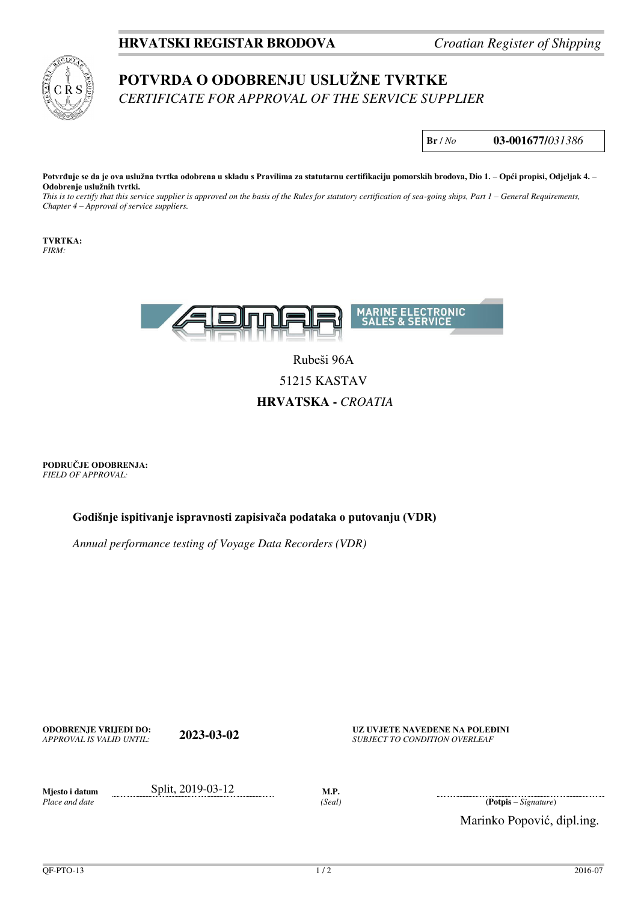**HRVATSKI REGISTAR BRODOVA** *Croatian Register of Shipping*

# POTVRDA O ODOBRENJU USLUŽNE TVRTKE
*CERTIFICATE FOR APPROVAL OF THE SERVICE SUPPLIER*

**Br /** *No* **03-001677/***031386*

**Potvrđuje se da je ova uslužna tvrtka odobrena u skladu s Pravilima za statutarnu certifikaciju pomorskih brodova, Dio 1. – Opći propisi, Odjeljak 4. – Odobrenje uslužnih tvrtki.**
*This is to certify that this service supplier is approved on the basis of the Rules for statutory certification of sea-going ships, Part 1 – General Requirements, Chapter 4 – Approval of service suppliers.*

**TVRTKA:**
*FIRM:*

ADMAR MARINE ELECTRONIC SALES & SERVICE

Rubeši 96A
51215 KASTAV
**HRVATSKA -** *CROATIA*

**PODRUČJE ODOBRENJA:**
*FIELD OF APPROVAL:*

**Godišnje ispitivanje ispravnosti zapisivača podataka o putovanju (VDR)**

*Annual performance testing of Voyage Data Recorders (VDR)*

**ODOBRENJE VRIJEDI DO:**
*APPROVAL IS VALID UNTIL:* **2023-03-02**

**UZ UVJETE NAVEDENE NA POLEĐINI**
*SUBJECT TO CONDITION OVERLEAF*

**Mjesto i datum** *Place and date*: Split, 2019-03-12

**M.P.** *(Seal)*

(**Potpis** – *Signature*)
Marinko Popović, dipl.ing.

QF-PTO-13 2016-07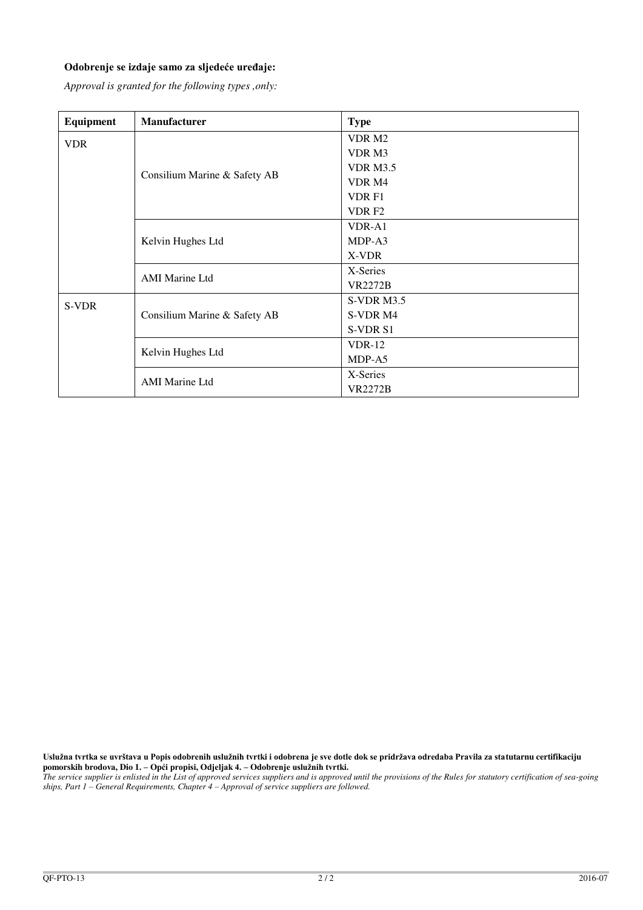**Odobrenje se izdaje samo za sljedeće uređaje:**

*Approval is granted for the following types ,only:*

| Equipment | Manufacturer | Type |
|---|---|---|
| VDR | Consilium Marine & Safety AB | VDR M2<br>VDR M3<br>VDR M3.5<br>VDR M4<br>VDR F1<br>VDR F2 |
| | Kelvin Hughes Ltd | VDR-A1<br>MDP-A3<br>X-VDR |
| | AMI Marine Ltd | X-Series<br>VR2272B |
| S-VDR | Consilium Marine & Safety AB | S-VDR M3.5<br>S-VDR M4<br>S-VDR S1 |
| | Kelvin Hughes Ltd | VDR-12<br>MDP-A5 |
| | AMI Marine Ltd | X-Series<br>VR2272B |

**Uslužna tvrtka se uvrštava u Popis odobrenih uslužnih tvrtki i odobrena je sve dotle dok se pridržava odredaba Pravila za statutarnu certifikaciju pomorskih brodova, Dio 1. – Opći propisi, Odjeljak 4. – Odobrenje uslužnih tvrtki.**

*The service supplier is enlisted in the List of approved services suppliers and is approved until the provisions of the Rules for statutory certification of sea-going ships, Part 1 – General Requirements, Chapter 4 – Approval of service suppliers are followed.*

QF-PTO-13 2016-07